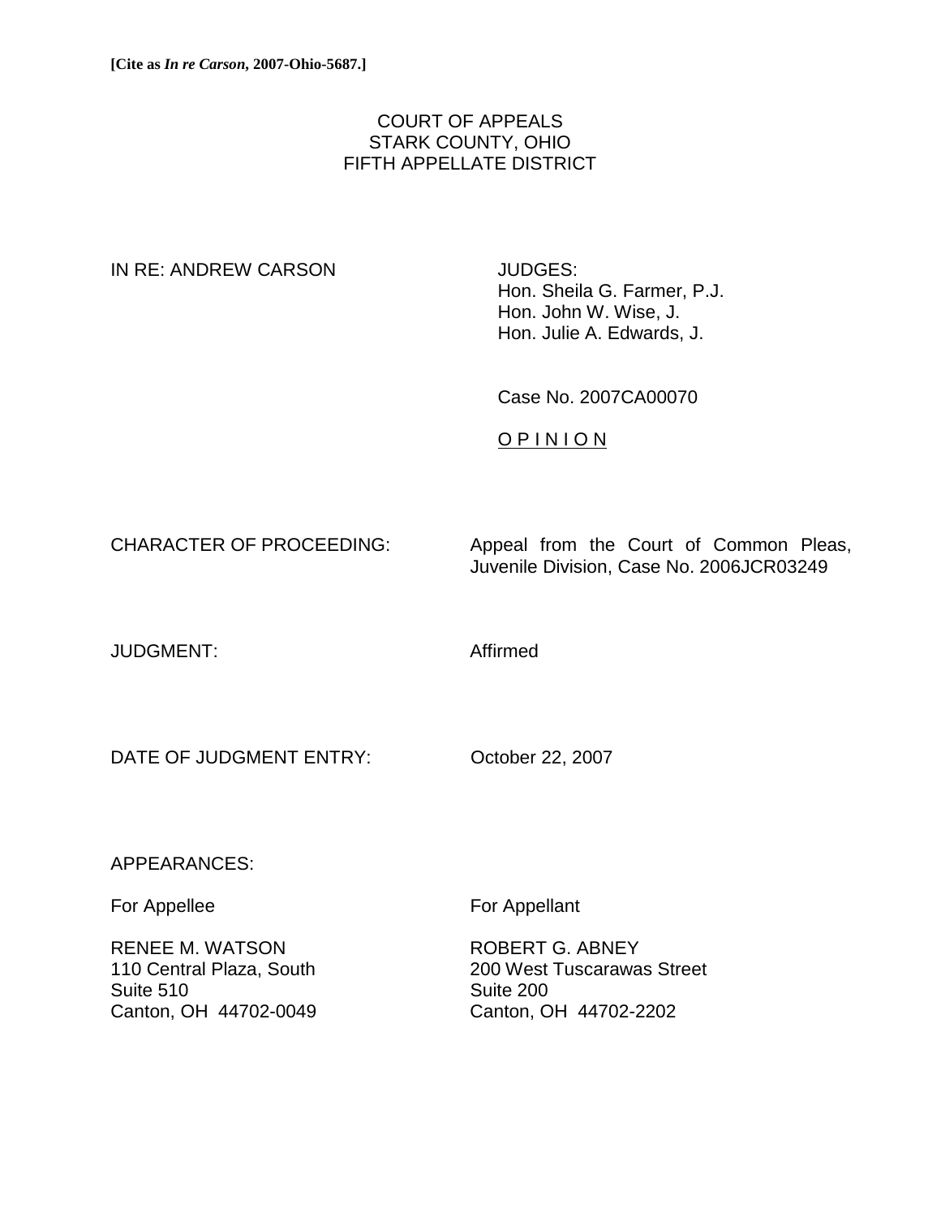**[Cite as *In re Carson*, 2007-Ohio-5687.]**

COURT OF APPEALS
STARK COUNTY, OHIO
FIFTH APPELLATE DISTRICT

IN RE: ANDREW CARSON

JUDGES:
Hon. Sheila G. Farmer, P.J.
Hon. John W. Wise, J.
Hon. Julie A. Edwards, J.

Case No. 2007CA00070

O P I N I O N

CHARACTER OF PROCEEDING: Appeal from the Court of Common Pleas, Juvenile Division, Case No. 2006JCR03249

JUDGMENT: Affirmed

DATE OF JUDGMENT ENTRY: October 22, 2007

APPEARANCES:

For Appellee

RENEE M. WATSON
110 Central Plaza, South
Suite 510
Canton, OH 44702-0049

For Appellant

ROBERT G. ABNEY
200 West Tuscarawas Street
Suite 200
Canton, OH 44702-2202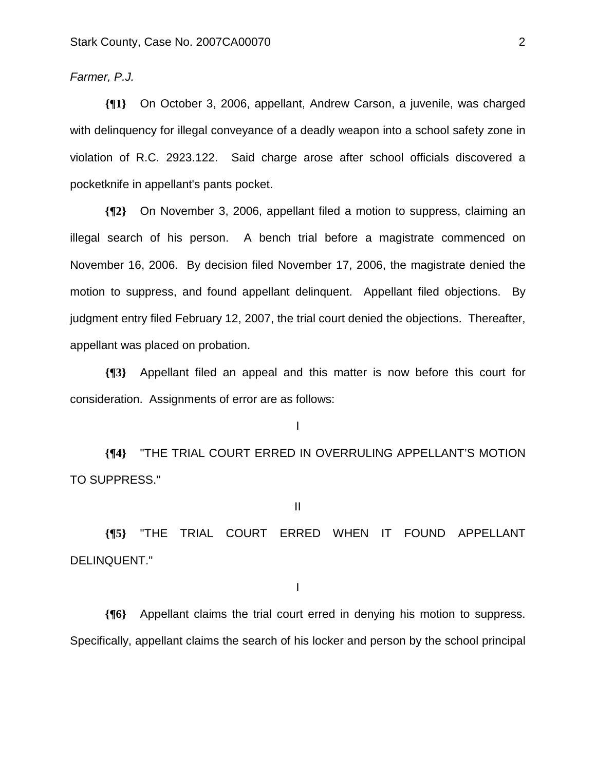*Farmer, P.J.*

**{¶1}** On October 3, 2006, appellant, Andrew Carson, a juvenile, was charged with delinquency for illegal conveyance of a deadly weapon into a school safety zone in violation of R.C. 2923.122. Said charge arose after school officials discovered a pocketknife in appellant's pants pocket.

**{¶2}** On November 3, 2006, appellant filed a motion to suppress, claiming an illegal search of his person. A bench trial before a magistrate commenced on November 16, 2006. By decision filed November 17, 2006, the magistrate denied the motion to suppress, and found appellant delinquent. Appellant filed objections. By judgment entry filed February 12, 2007, the trial court denied the objections. Thereafter, appellant was placed on probation.

**{¶3}** Appellant filed an appeal and this matter is now before this court for consideration. Assignments of error are as follows:

I

**{¶4}** "THE TRIAL COURT ERRED IN OVERRULING APPELLANT'S MOTION TO SUPPRESS."

II

**{¶5}** "THE TRIAL COURT ERRED WHEN IT FOUND APPELLANT DELINQUENT."

I

**{¶6}** Appellant claims the trial court erred in denying his motion to suppress. Specifically, appellant claims the search of his locker and person by the school principal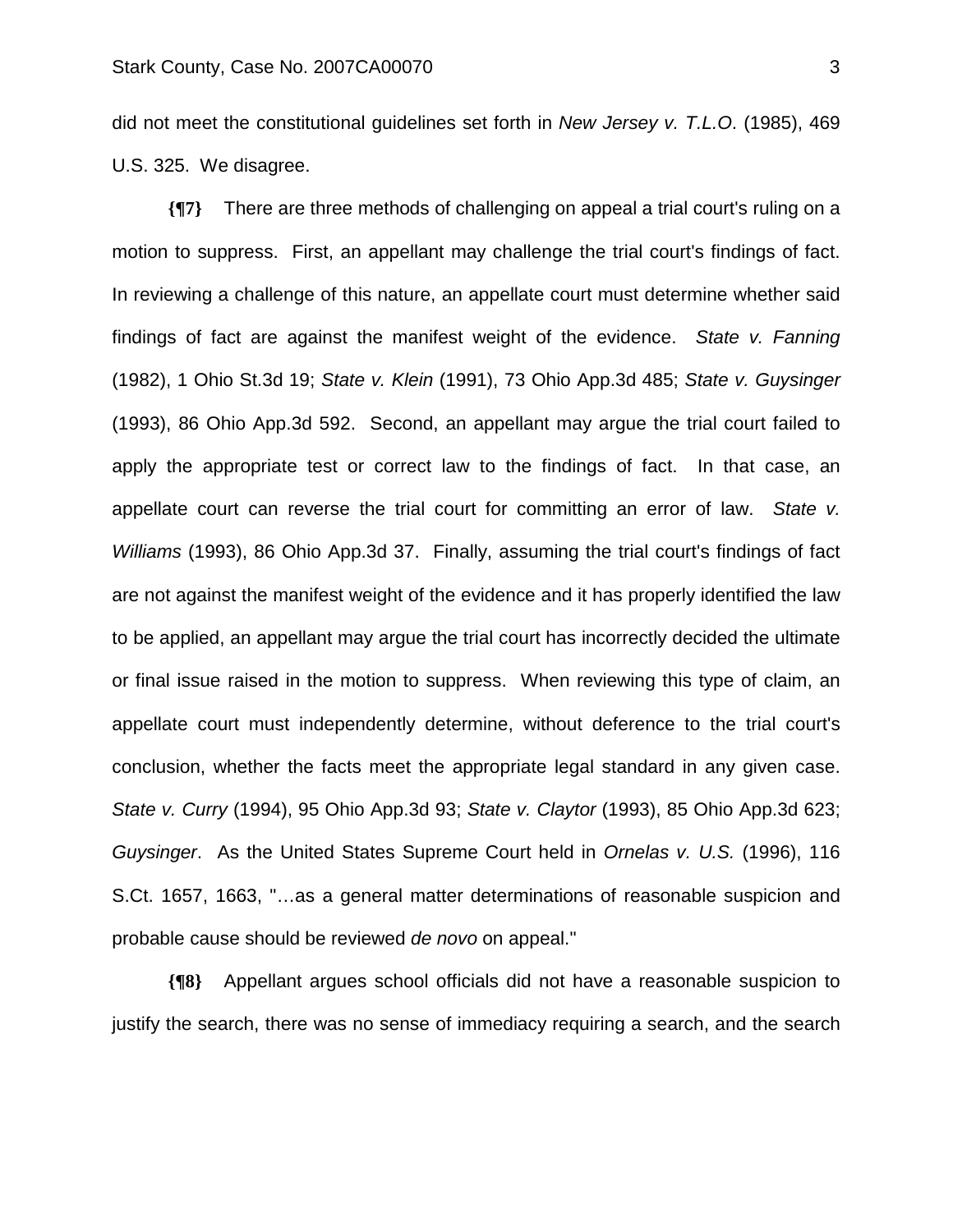did not meet the constitutional guidelines set forth in *New Jersey v. T.L.O*. (1985), 469 U.S. 325. We disagree.

**{¶7}** There are three methods of challenging on appeal a trial court's ruling on a motion to suppress. First, an appellant may challenge the trial court's findings of fact. In reviewing a challenge of this nature, an appellate court must determine whether said findings of fact are against the manifest weight of the evidence. *State v. Fanning* (1982), 1 Ohio St.3d 19; *State v. Klein* (1991), 73 Ohio App.3d 485; *State v. Guysinger* (1993), 86 Ohio App.3d 592. Second, an appellant may argue the trial court failed to apply the appropriate test or correct law to the findings of fact. In that case, an appellate court can reverse the trial court for committing an error of law. *State v. Williams* (1993), 86 Ohio App.3d 37. Finally, assuming the trial court's findings of fact are not against the manifest weight of the evidence and it has properly identified the law to be applied, an appellant may argue the trial court has incorrectly decided the ultimate or final issue raised in the motion to suppress. When reviewing this type of claim, an appellate court must independently determine, without deference to the trial court's conclusion, whether the facts meet the appropriate legal standard in any given case. *State v. Curry* (1994), 95 Ohio App.3d 93; *State v. Claytor* (1993), 85 Ohio App.3d 623; *Guysinger*. As the United States Supreme Court held in *Ornelas v. U.S.* (1996), 116 S.Ct. 1657, 1663, "…as a general matter determinations of reasonable suspicion and probable cause should be reviewed *de novo* on appeal."

**{¶8}** Appellant argues school officials did not have a reasonable suspicion to justify the search, there was no sense of immediacy requiring a search, and the search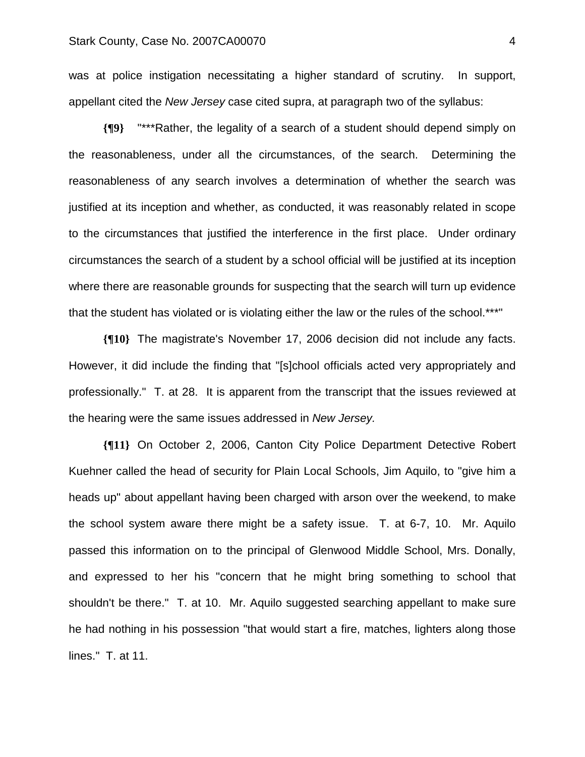was at police instigation necessitating a higher standard of scrutiny. In support, appellant cited the *New Jersey* case cited supra, at paragraph two of the syllabus:

**{¶9}** "***Rather, the legality of a search of a student should depend simply on the reasonableness, under all the circumstances, of the search. Determining the reasonableness of any search involves a determination of whether the search was justified at its inception and whether, as conducted, it was reasonably related in scope to the circumstances that justified the interference in the first place. Under ordinary circumstances the search of a student by a school official will be justified at its inception where there are reasonable grounds for suspecting that the search will turn up evidence that the student has violated or is violating either the law or the rules of the school.***"

**{¶10}** The magistrate's November 17, 2006 decision did not include any facts. However, it did include the finding that "[s]chool officials acted very appropriately and professionally." T. at 28. It is apparent from the transcript that the issues reviewed at the hearing were the same issues addressed in *New Jersey.*

**{¶11}** On October 2, 2006, Canton City Police Department Detective Robert Kuehner called the head of security for Plain Local Schools, Jim Aquilo, to "give him a heads up" about appellant having been charged with arson over the weekend, to make the school system aware there might be a safety issue. T. at 6-7, 10. Mr. Aquilo passed this information on to the principal of Glenwood Middle School, Mrs. Donally, and expressed to her his "concern that he might bring something to school that shouldn't be there." T. at 10. Mr. Aquilo suggested searching appellant to make sure he had nothing in his possession "that would start a fire, matches, lighters along those lines." T. at 11.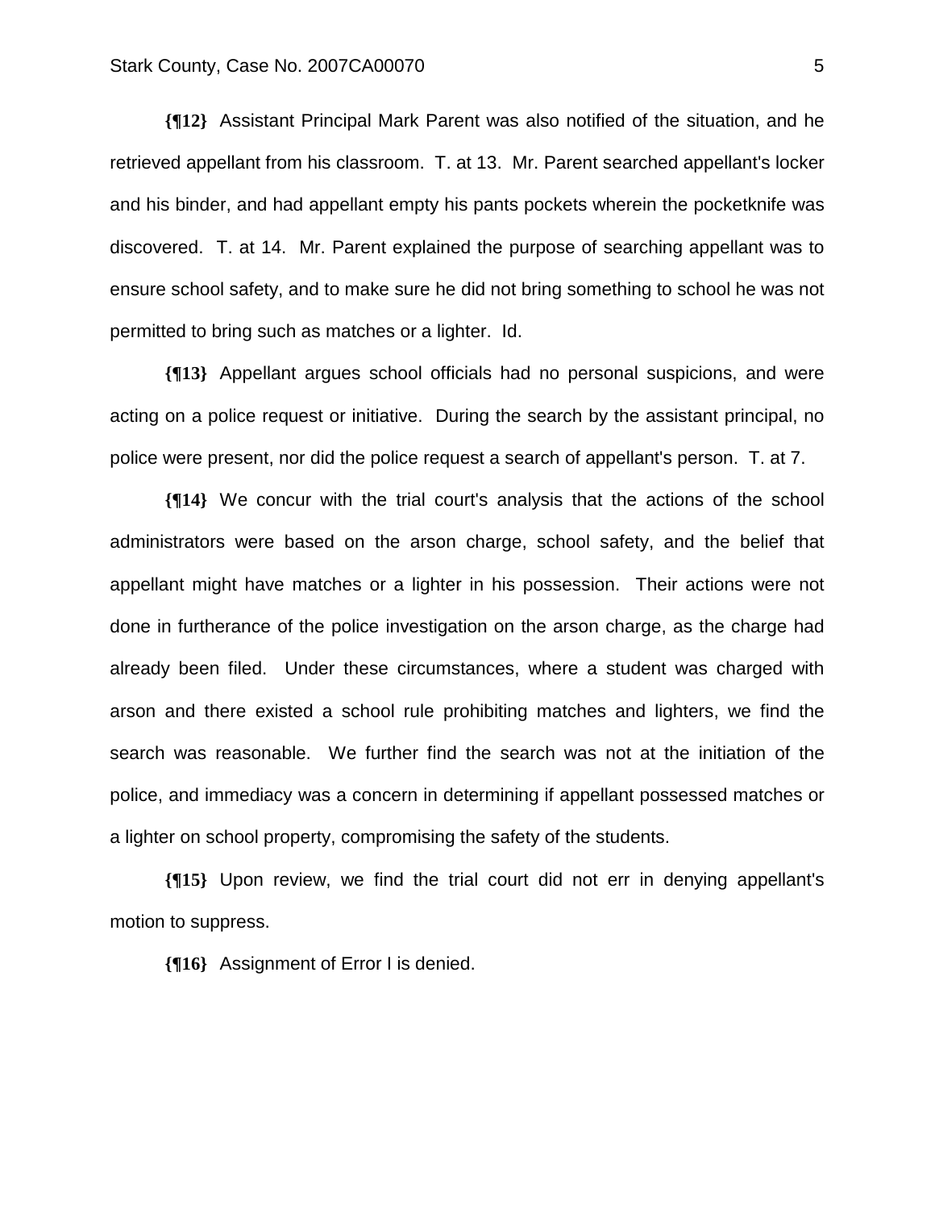**{¶12}** Assistant Principal Mark Parent was also notified of the situation, and he retrieved appellant from his classroom. T. at 13. Mr. Parent searched appellant's locker and his binder, and had appellant empty his pants pockets wherein the pocketknife was discovered. T. at 14. Mr. Parent explained the purpose of searching appellant was to ensure school safety, and to make sure he did not bring something to school he was not permitted to bring such as matches or a lighter. Id.

**{¶13}** Appellant argues school officials had no personal suspicions, and were acting on a police request or initiative. During the search by the assistant principal, no police were present, nor did the police request a search of appellant's person. T. at 7.

**{¶14}** We concur with the trial court's analysis that the actions of the school administrators were based on the arson charge, school safety, and the belief that appellant might have matches or a lighter in his possession. Their actions were not done in furtherance of the police investigation on the arson charge, as the charge had already been filed. Under these circumstances, where a student was charged with arson and there existed a school rule prohibiting matches and lighters, we find the search was reasonable. We further find the search was not at the initiation of the police, and immediacy was a concern in determining if appellant possessed matches or a lighter on school property, compromising the safety of the students.

**{¶15}** Upon review, we find the trial court did not err in denying appellant's motion to suppress.

**{¶16}** Assignment of Error I is denied.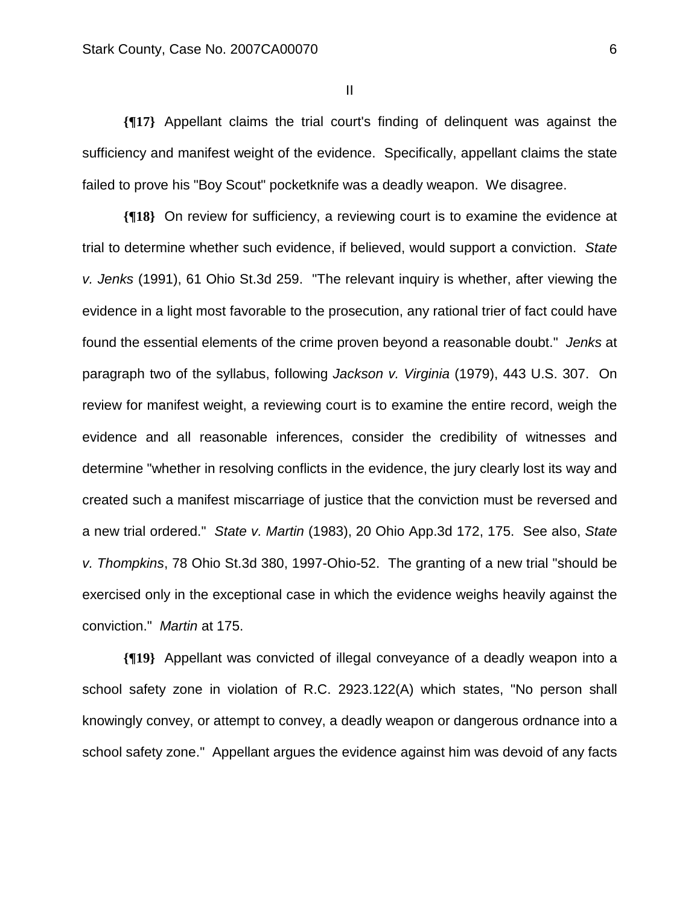II

**{¶17}** Appellant claims the trial court's finding of delinquent was against the sufficiency and manifest weight of the evidence. Specifically, appellant claims the state failed to prove his "Boy Scout" pocketknife was a deadly weapon. We disagree.

**{¶18}** On review for sufficiency, a reviewing court is to examine the evidence at trial to determine whether such evidence, if believed, would support a conviction. *State v. Jenks* (1991), 61 Ohio St.3d 259. "The relevant inquiry is whether, after viewing the evidence in a light most favorable to the prosecution, any rational trier of fact could have found the essential elements of the crime proven beyond a reasonable doubt." *Jenks* at paragraph two of the syllabus, following *Jackson v. Virginia* (1979), 443 U.S. 307. On review for manifest weight, a reviewing court is to examine the entire record, weigh the evidence and all reasonable inferences, consider the credibility of witnesses and determine "whether in resolving conflicts in the evidence, the jury clearly lost its way and created such a manifest miscarriage of justice that the conviction must be reversed and a new trial ordered." *State v. Martin* (1983), 20 Ohio App.3d 172, 175. See also, *State v. Thompkins*, 78 Ohio St.3d 380, 1997-Ohio-52. The granting of a new trial "should be exercised only in the exceptional case in which the evidence weighs heavily against the conviction." *Martin* at 175.

**{¶19}** Appellant was convicted of illegal conveyance of a deadly weapon into a school safety zone in violation of R.C. 2923.122(A) which states, "No person shall knowingly convey, or attempt to convey, a deadly weapon or dangerous ordnance into a school safety zone." Appellant argues the evidence against him was devoid of any facts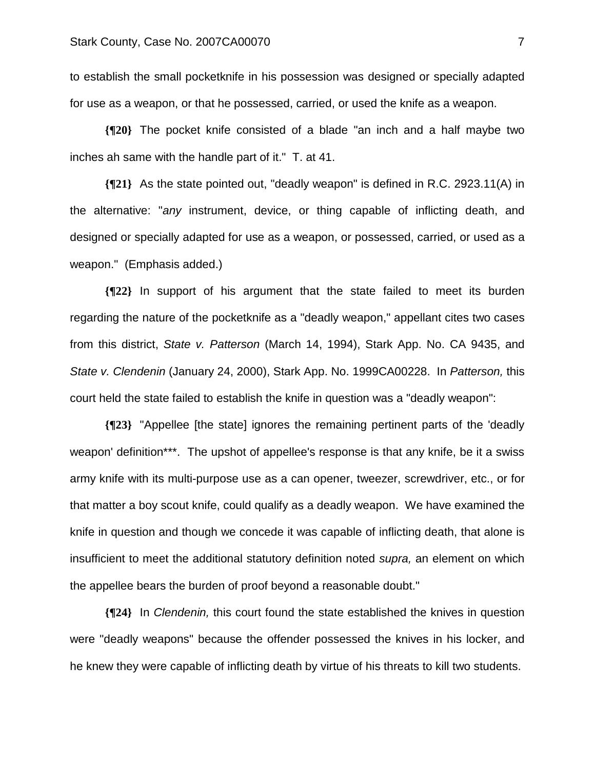to establish the small pocketknife in his possession was designed or specially adapted for use as a weapon, or that he possessed, carried, or used the knife as a weapon.

**{¶20}** The pocket knife consisted of a blade "an inch and a half maybe two inches ah same with the handle part of it." T. at 41.

**{¶21}** As the state pointed out, "deadly weapon" is defined in R.C. 2923.11(A) in the alternative: "*any* instrument, device, or thing capable of inflicting death, and designed or specially adapted for use as a weapon, or possessed, carried, or used as a weapon." (Emphasis added.)

**{¶22}** In support of his argument that the state failed to meet its burden regarding the nature of the pocketknife as a "deadly weapon," appellant cites two cases from this district, *State v. Patterson* (March 14, 1994), Stark App. No. CA 9435, and *State v. Clendenin* (January 24, 2000), Stark App. No. 1999CA00228. In *Patterson,* this court held the state failed to establish the knife in question was a "deadly weapon":

**{¶23}** "Appellee [the state] ignores the remaining pertinent parts of the 'deadly weapon' definition***. The upshot of appellee's response is that any knife, be it a swiss army knife with its multi-purpose use as a can opener, tweezer, screwdriver, etc., or for that matter a boy scout knife, could qualify as a deadly weapon. We have examined the knife in question and though we concede it was capable of inflicting death, that alone is insufficient to meet the additional statutory definition noted *supra,* an element on which the appellee bears the burden of proof beyond a reasonable doubt."

**{¶24}** In *Clendenin,* this court found the state established the knives in question were "deadly weapons" because the offender possessed the knives in his locker, and he knew they were capable of inflicting death by virtue of his threats to kill two students.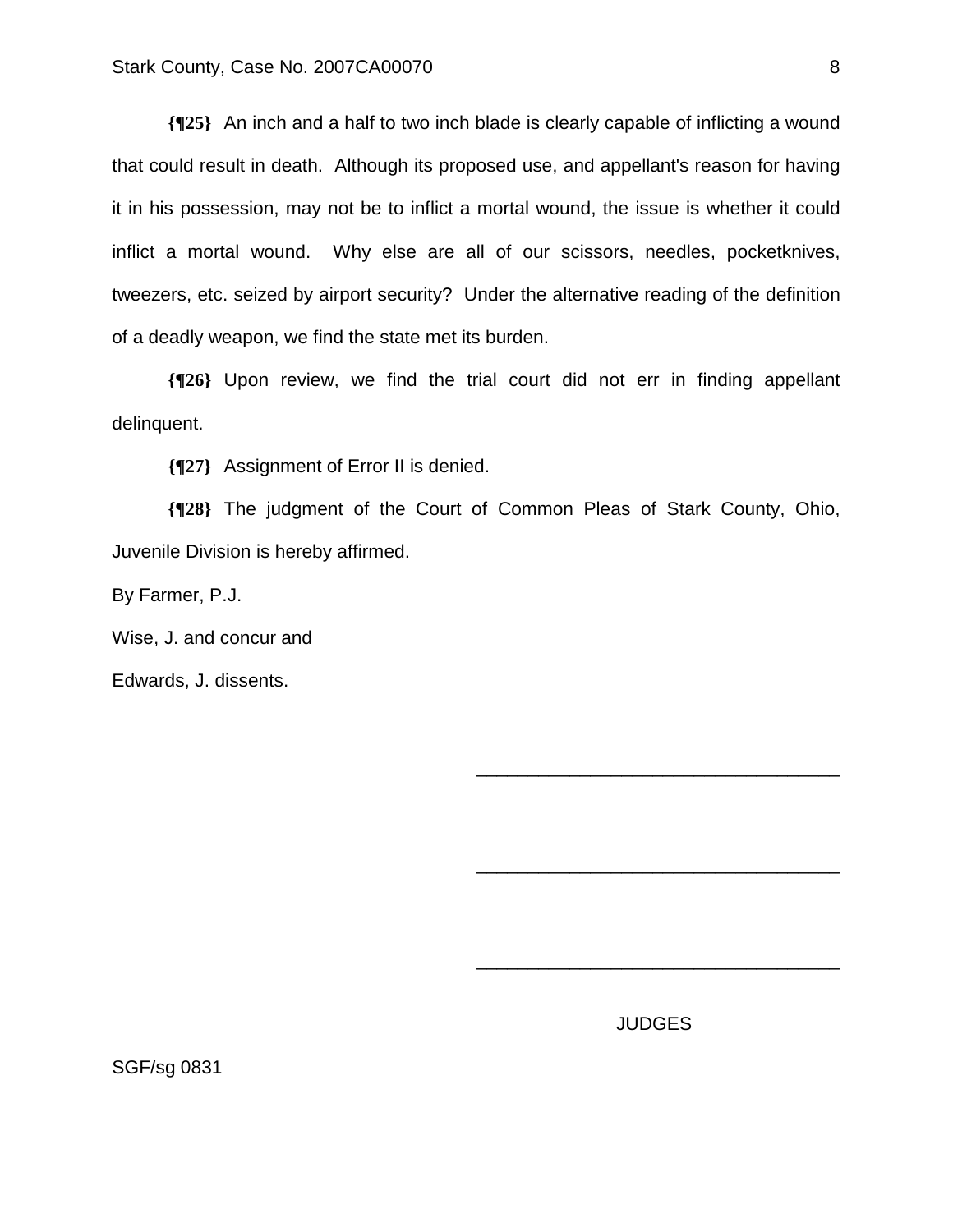**{¶25}** An inch and a half to two inch blade is clearly capable of inflicting a wound that could result in death. Although its proposed use, and appellant's reason for having it in his possession, may not be to inflict a mortal wound, the issue is whether it could inflict a mortal wound. Why else are all of our scissors, needles, pocketknives, tweezers, etc. seized by airport security? Under the alternative reading of the definition of a deadly weapon, we find the state met its burden.

**{¶26}** Upon review, we find the trial court did not err in finding appellant delinquent.

**{¶27}** Assignment of Error II is denied.

**{¶28}** The judgment of the Court of Common Pleas of Stark County, Ohio, Juvenile Division is hereby affirmed.

By Farmer, P.J.

Wise, J. and concur and

Edwards, J. dissents.

\_\_\_\_\_\_\_\_\_\_\_\_\_\_\_\_\_\_\_\_\_\_\_\_\_\_\_\_\_\_\_\_\_\_\_

\_\_\_\_\_\_\_\_\_\_\_\_\_\_\_\_\_\_\_\_\_\_\_\_\_\_\_\_\_\_\_\_\_\_\_

\_\_\_\_\_\_\_\_\_\_\_\_\_\_\_\_\_\_\_\_\_\_\_\_\_\_\_\_\_\_\_\_\_\_\_

JUDGES

SGF/sg 0831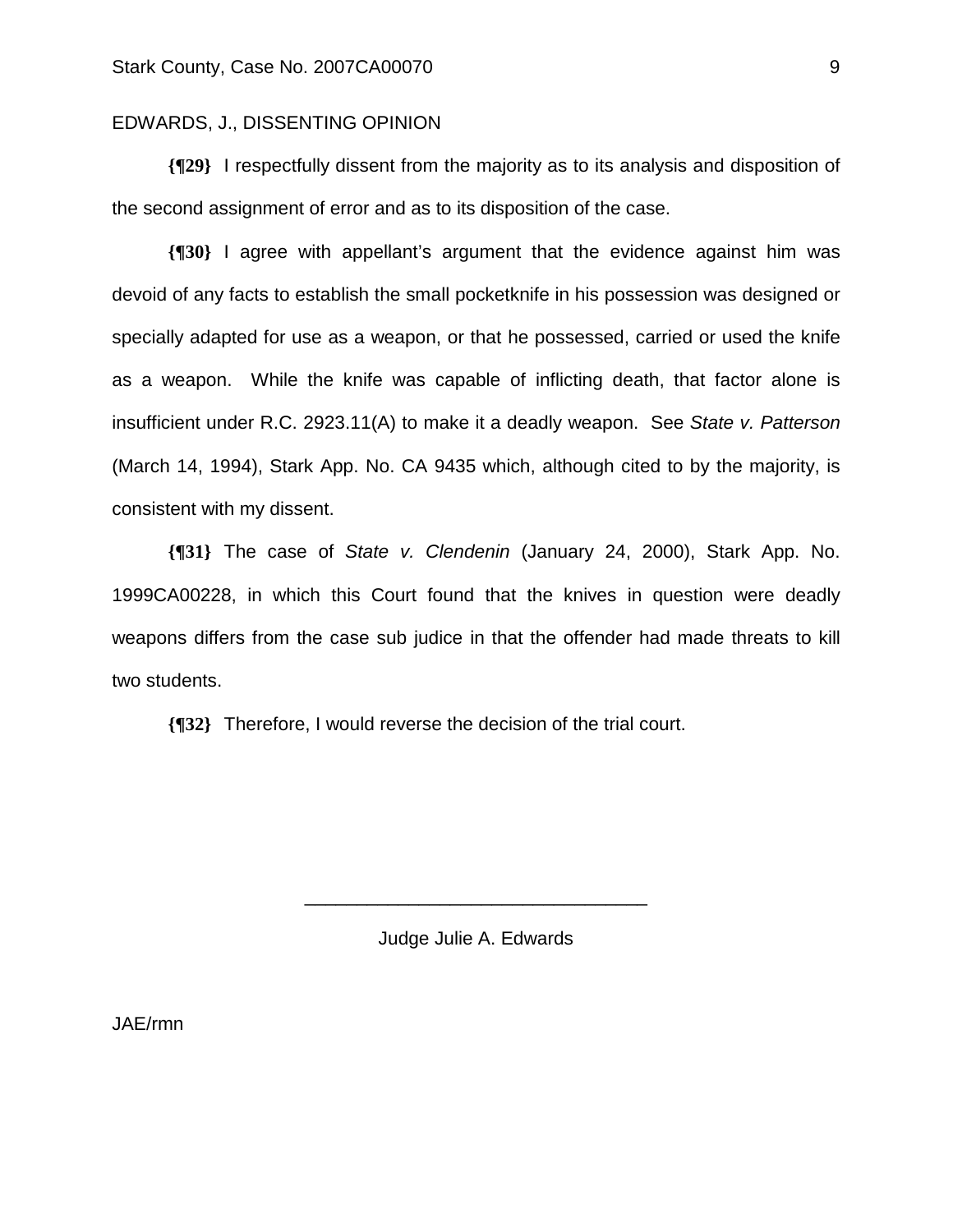EDWARDS, J., DISSENTING OPINION

**{¶29}** I respectfully dissent from the majority as to its analysis and disposition of the second assignment of error and as to its disposition of the case.

**{¶30}** I agree with appellant's argument that the evidence against him was devoid of any facts to establish the small pocketknife in his possession was designed or specially adapted for use as a weapon, or that he possessed, carried or used the knife as a weapon. While the knife was capable of inflicting death, that factor alone is insufficient under R.C. 2923.11(A) to make it a deadly weapon. See *State v. Patterson* (March 14, 1994), Stark App. No. CA 9435 which, although cited to by the majority, is consistent with my dissent.

**{¶31}** The case of *State v. Clendenin* (January 24, 2000), Stark App. No. 1999CA00228, in which this Court found that the knives in question were deadly weapons differs from the case sub judice in that the offender had made threats to kill two students.

**{¶32}** Therefore, I would reverse the decision of the trial court.

\_\_\_\_\_\_\_\_\_\_\_\_\_\_\_\_\_\_\_\_\_\_\_\_\_\_\_\_\_\_\_\_\_

Judge Julie A. Edwards

JAE/rmn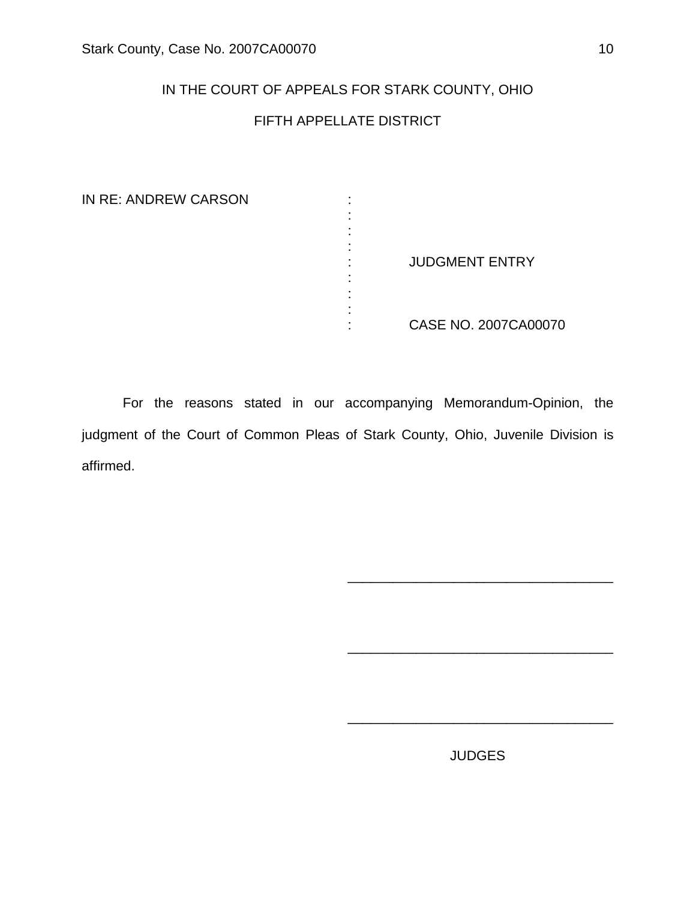IN THE COURT OF APPEALS FOR STARK COUNTY, OHIO

FIFTH APPELLATE DISTRICT

| | | |
|---|---|---|
| IN RE: ANDREW CARSON | : | |
| | : | JUDGMENT ENTRY |
| | : | |
| | : | CASE NO. 2007CA00070 |

For the reasons stated in our accompanying Memorandum-Opinion, the judgment of the Court of Common Pleas of Stark County, Ohio, Juvenile Division is affirmed.

\_\_\_\_\_\_\_\_\_\_\_\_\_\_\_\_\_\_\_\_\_\_\_\_\_\_\_\_\_\_\_\_\_\_\_

\_\_\_\_\_\_\_\_\_\_\_\_\_\_\_\_\_\_\_\_\_\_\_\_\_\_\_\_\_\_\_\_\_\_\_

\_\_\_\_\_\_\_\_\_\_\_\_\_\_\_\_\_\_\_\_\_\_\_\_\_\_\_\_\_\_\_\_\_\_\_

JUDGES